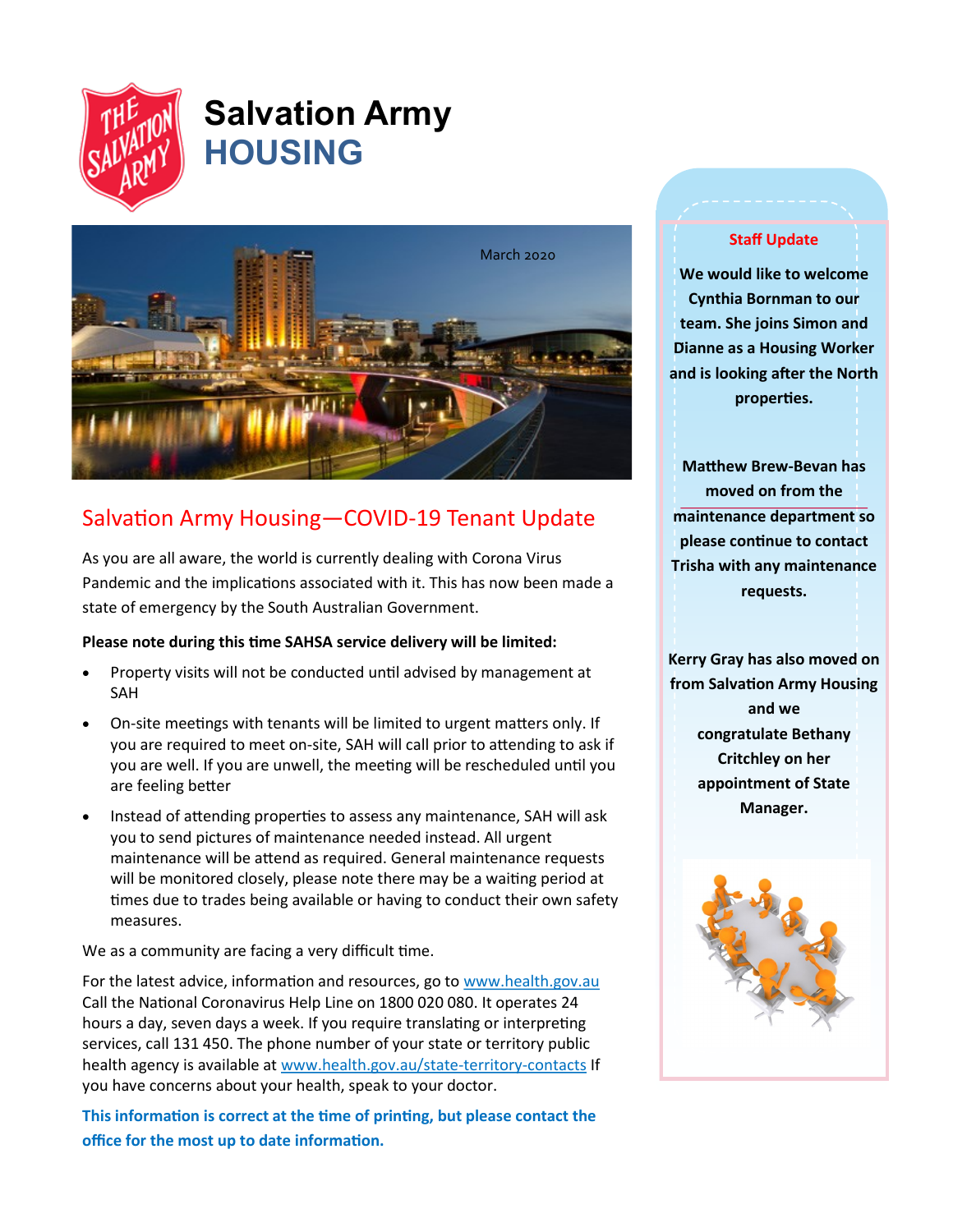# Salvation Army HOUSING

March 2020

## Salvation Army Housing—COVID-19 Tenant Update

As you are all aware, the world is currently dealing with Corona Virus Pandemic and the implications associated with it. This has now been made a state of emergency by the South Australian Government.

**Please note during this time SAHSA service delivery will be limited:**

- Property visits will not be conducted until advised by management at SAH
- On-site meetings with tenants will be limited to urgent matters only. If you are required to meet on-site, SAH will call prior to attending to ask if you are well. If you are unwell, the meeting will be rescheduled until you are feeling better
- Instead of attending properties to assess any maintenance, SAH will ask you to send pictures of maintenance needed instead. All urgent maintenance will be attend as required. General maintenance requests will be monitored closely, please note there may be a waiting period at times due to trades being available or having to conduct their own safety measures.

We as a community are facing a very difficult time.

For the latest advice, information and resources, go to www.health.gov.au Call the National Coronavirus Help Line on 1800 020 080. It operates 24 hours a day, seven days a week. If you require translating or interpreting services, call 131 450. The phone number of your state or territory public health agency is available at www.health.gov.au/state-territory-contacts If you have concerns about your health, speak to your doctor.

**This information is correct at the time of printing, but please contact the office for the most up to date information.**

### Staff Update

**We would like to welcome Cynthia Bornman to our team. She joins Simon and Dianne as a Housing Worker and is looking after the North properties.**

**Matthew Brew-Bevan has moved on from the maintenance department so please continue to contact Trisha with any maintenance requests.**

**Kerry Gray has also moved on from Salvation Army Housing and we congratulate Bethany Critchley on her appointment of State Manager.**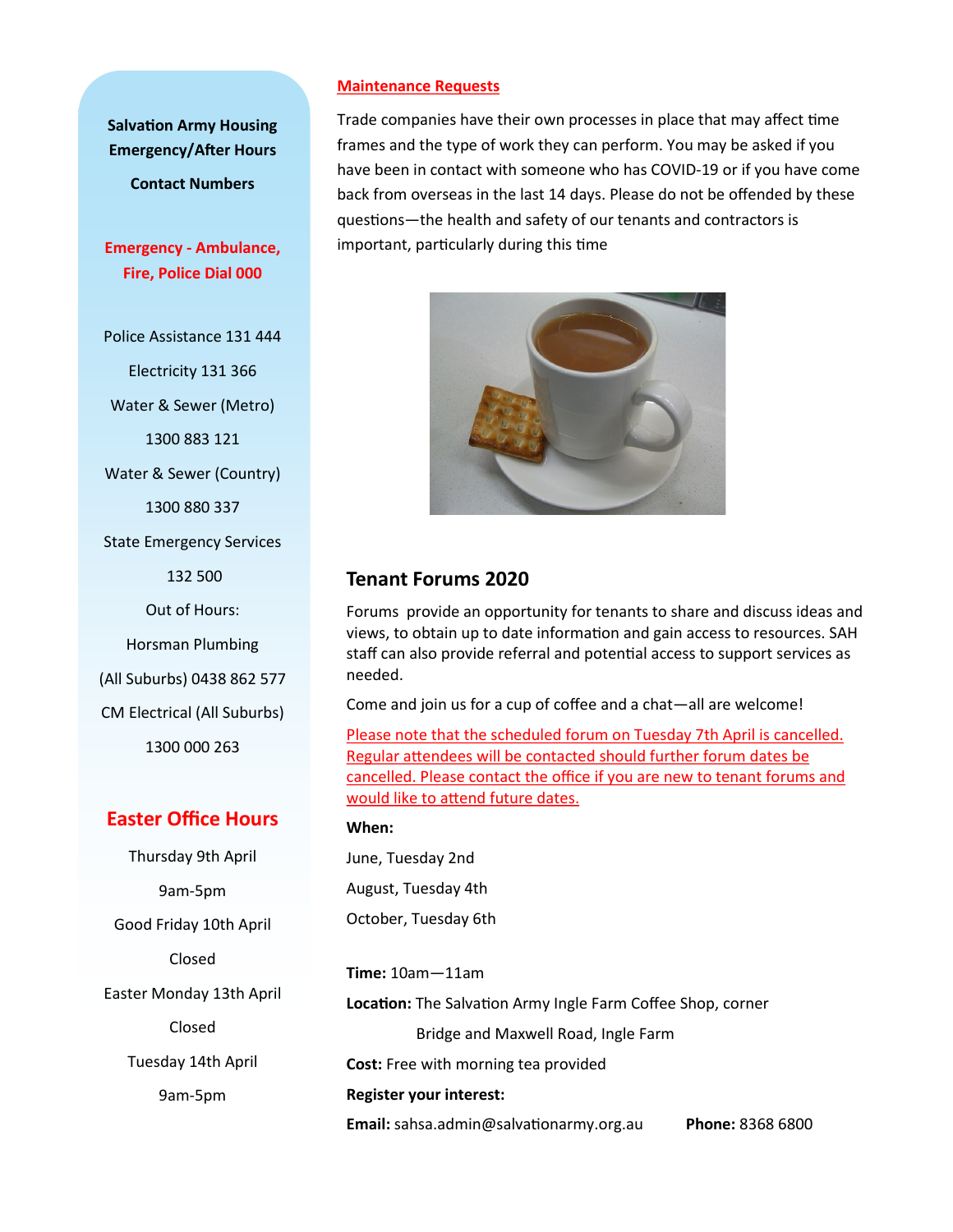**Salvation Army Housing Emergency/After Hours**

**Contact Numbers**

**Emergency - Ambulance, Fire, Police Dial 000**

Police Assistance 131 444

Electricity 131 366

Water & Sewer (Metro)

1300 883 121

Water & Sewer (Country)

1300 880 337

State Emergency Services

132 500

Out of Hours:

Horsman Plumbing

(All Suburbs) 0438 862 577

CM Electrical (All Suburbs)

1300 000 263

## Easter Office Hours

Thursday 9th April

9am-5pm

Good Friday 10th April

Closed

Easter Monday 13th April

Closed

Tuesday 14th April

9am-5pm

**Maintenance Requests**

Trade companies have their own processes in place that may affect time frames and the type of work they can perform. You may be asked if you have been in contact with someone who has COVID-19 or if you have come back from overseas in the last 14 days. Please do not be offended by these questions—the health and safety of our tenants and contractors is important, particularly during this time

## Tenant Forums 2020

Forums provide an opportunity for tenants to share and discuss ideas and views, to obtain up to date information and gain access to resources. SAH staff can also provide referral and potential access to support services as needed.

Come and join us for a cup of coffee and a chat—all are welcome!

Please note that the scheduled forum on Tuesday 7th April is cancelled. Regular attendees will be contacted should further forum dates be cancelled. Please contact the office if you are new to tenant forums and would like to attend future dates.

**When:**

June, Tuesday 2nd

August, Tuesday 4th

October, Tuesday 6th

**Time:** 10am—11am

**Location:** The Salvation Army Ingle Farm Coffee Shop, corner Bridge and Maxwell Road, Ingle Farm

**Cost:** Free with morning tea provided

**Register your interest:**

**Email:** sahsa.admin@salvationarmy.org.au **Phone:** 8368 6800